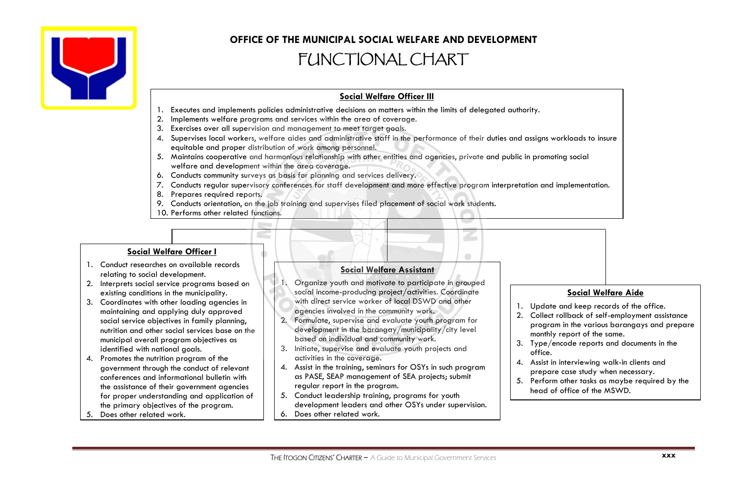# OFFICE OF THE MUNICIPAL SOCIAL WELFARE AND DEVELOPMENT

## FUNCTIONAL CHART

### Social Welfare Officer III

1. Executes and implements policies administrative decisions on matters within the limits of delegated authority.
2. Implements welfare programs and services within the area of coverage.
3. Exercises over all supervision and management to meet target goals.
4. Supervises local workers, welfare aides and administrative staff in the performance of their duties and assigns workloads to insure equitable and proper distribution of work among personnel.
5. Maintains cooperative and harmonious relationship with other entities and agencies, private and public in promoting social welfare and development within the area coverage.
6. Conducts community surveys as basis for planning and services delivery.
7. Conducts regular supervisory conferences for staff development and more effective program interpretation and implementation.
8. Prepares required reports.
9. Conducts orientation, on the job training and supervises filed placement of social work students.
10. Performs other related functions.

### Social Welfare Officer I

1. Conduct researches on available records relating to social development.
2. Interprets social service programs based on existing conditions in the municipality.
3. Coordinates with other loading agencies in maintaining and applying duly approved social service objectives in family planning, nutrition and other social services base on the municipal overall program objectives as identified with national goals.
4. Promotes the nutrition program of the government through the conduct of relevant conferences and informational bulletin with the assistance of their government agencies for proper understanding and application of the primary objectives of the program.
5. Does other related work.

### Social Welfare Assistant

1. Organize youth and motivate to participate in grouped social income-producing project/activities. Coordinate with direct service worker of local DSWD and other agencies involved in the community work.
2. Formulate, supervise and evaluate youth program for development in the barangay/municipality/city level based on individual and community work.
3. Initiate, supervise and evaluate youth projects and activities in the coverage.
4. Assist in the training, seminars for OSYs in such program as PASE, SEAP management of SEA projects; submit regular report in the program.
5. Conduct leadership training, programs for youth development leaders and other OSYs under supervision.
6. Does other related work.

### Social Welfare Aide

1. Update and keep records of the office.
2. Collect rollback of self-employment assistance program in the various barangays and prepare monthly report of the same.
3. Type/encode reports and documents in the office.
4. Assist in interviewing walk-in clients and prepare case study when necessary.
5. Perform other tasks as maybe required by the head of office of the MSWD.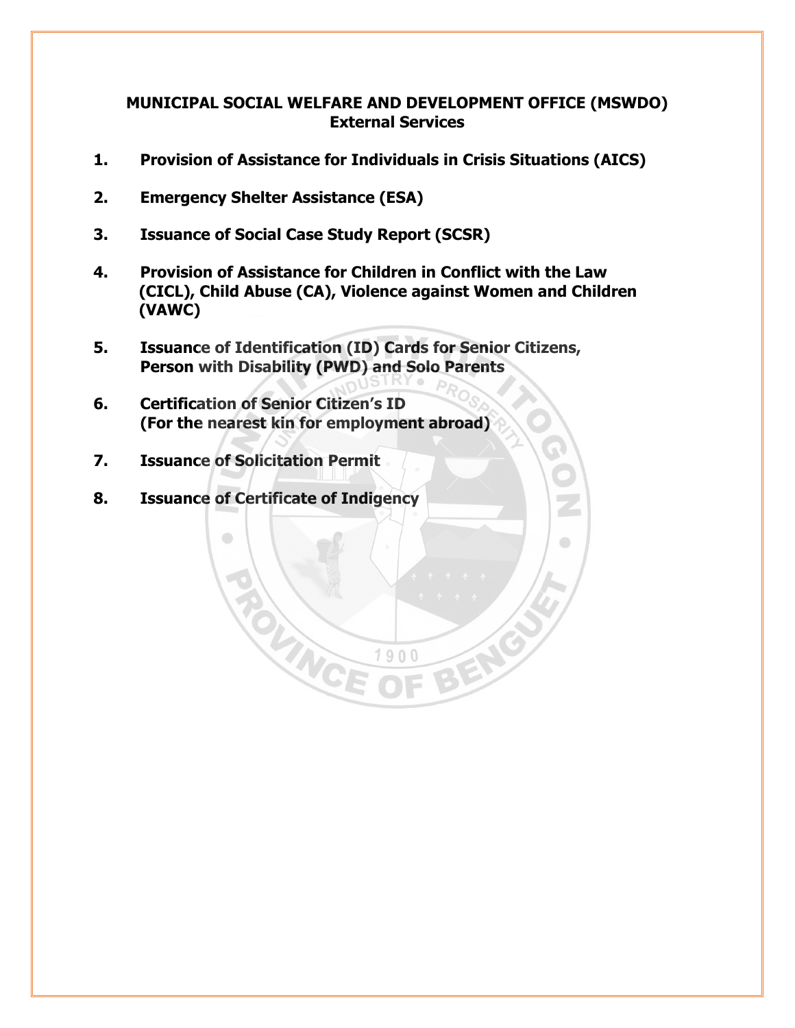## MUNICIPAL SOCIAL WELFARE AND DEVELOPMENT OFFICE (MSWDO)
### External Services

1. **Provision of Assistance for Individuals in Crisis Situations (AICS)**
2. **Emergency Shelter Assistance (ESA)**
3. **Issuance of Social Case Study Report (SCSR)**
4. **Provision of Assistance for Children in Conflict with the Law (CICL), Child Abuse (CA), Violence against Women and Children (VAWC)**
5. **Issuance of Identification (ID) Cards for Senior Citizens, Person with Disability (PWD) and Solo Parents**
6. **Certification of Senior Citizen's ID (For the nearest kin for employment abroad)**
7. **Issuance of Solicitation Permit**
8. **Issuance of Certificate of Indigency**